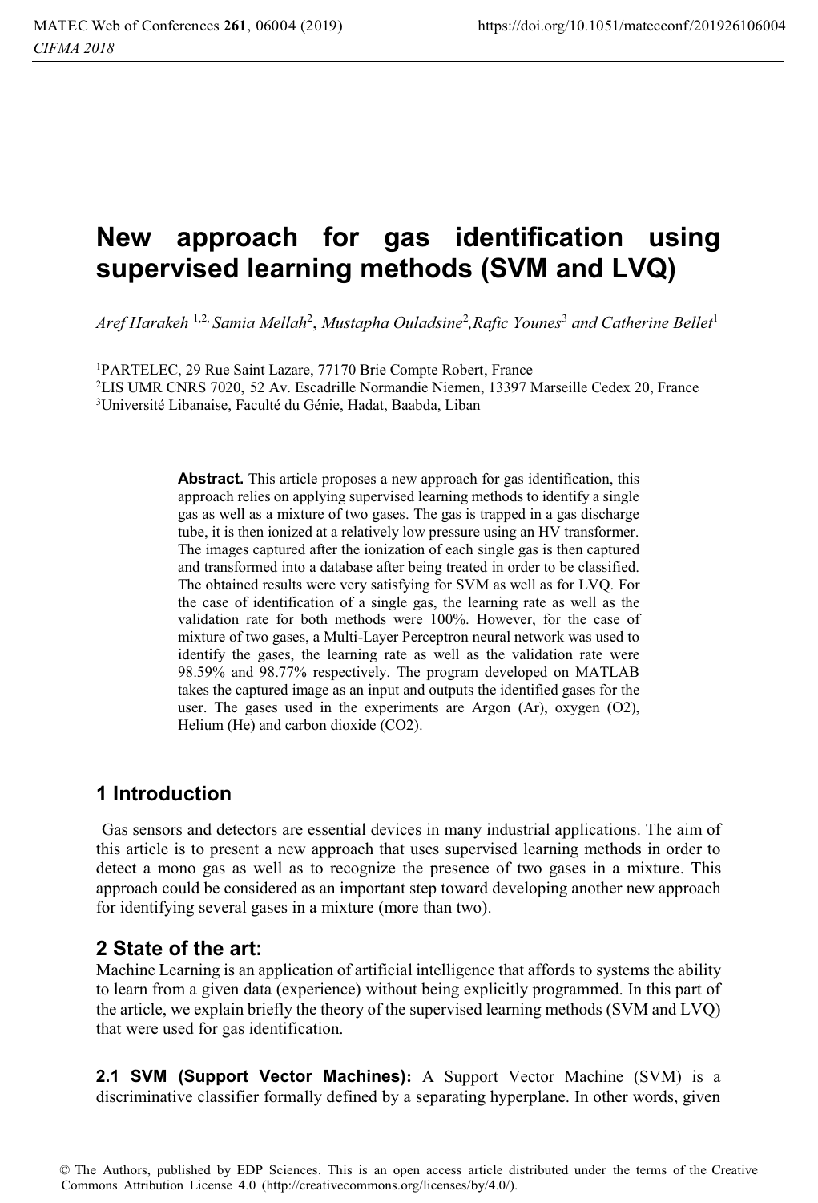# New approach for gas identification using supervised learning methods (SVM and LVQ)

*Aref Harakeh* [1,2], *Samia Mellah*[2], *Mustapha Ouladsine*[2], *Rafic Younes*[3] *and Catherine Bellet*[1]

[1]PARTELEC, 29 Rue Saint Lazare, 77170 Brie Compte Robert, France
[2]LIS UMR CNRS 7020, 52 Av. Escadrille Normandie Niemen, 13397 Marseille Cedex 20, France
[3]Université Libanaise, Faculté du Génie, Hadat, Baabda, Liban

**Abstract.** This article proposes a new approach for gas identification, this approach relies on applying supervised learning methods to identify a single gas as well as a mixture of two gases. The gas is trapped in a gas discharge tube, it is then ionized at a relatively low pressure using an HV transformer. The images captured after the ionization of each single gas is then captured and transformed into a database after being treated in order to be classified. The obtained results were very satisfying for SVM as well as for LVQ. For the case of identification of a single gas, the learning rate as well as the validation rate for both methods were 100%. However, for the case of mixture of two gases, a Multi-Layer Perceptron neural network was used to identify the gases, the learning rate as well as the validation rate were 98.59% and 98.77% respectively. The program developed on MATLAB takes the captured image as an input and outputs the identified gases for the user. The gases used in the experiments are Argon (Ar), oxygen ($O_2$), Helium (He) and carbon dioxide ($CO_2$).

## 1 Introduction

Gas sensors and detectors are essential devices in many industrial applications. The aim of this article is to present a new approach that uses supervised learning methods in order to detect a mono gas as well as to recognize the presence of two gases in a mixture. This approach could be considered as an important step toward developing another new approach for identifying several gases in a mixture (more than two).

## 2 State of the art:

Machine Learning is an application of artificial intelligence that affords to systems the ability to learn from a given data (experience) without being explicitly programmed. In this part of the article, we explain briefly the theory of the supervised learning methods (SVM and LVQ) that were used for gas identification.

**2.1 SVM (Support Vector Machines):** A Support Vector Machine (SVM) is a discriminative classifier formally defined by a separating hyperplane. In other words, given

© The Authors, published by EDP Sciences. This is an open access article distributed under the terms of the Creative Commons Attribution License 4.0 (http://creativecommons.org/licenses/by/4.0/).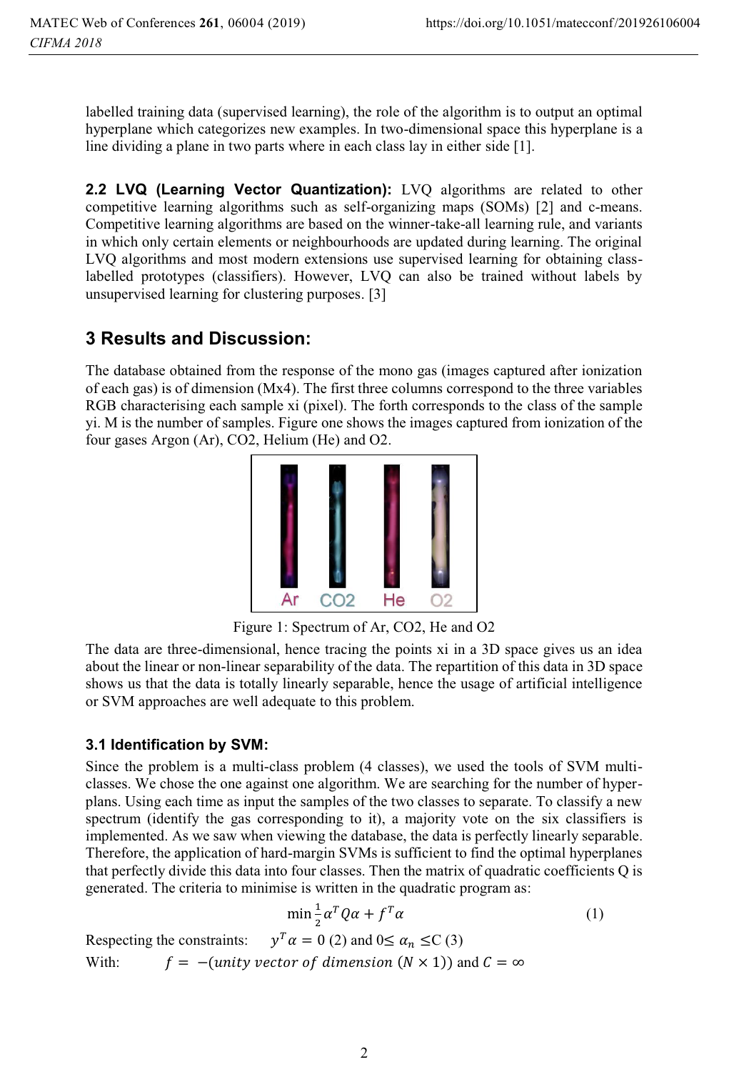labelled training data (supervised learning), the role of the algorithm is to output an optimal hyperplane which categorizes new examples. In two-dimensional space this hyperplane is a line dividing a plane in two parts where in each class lay in either side [1].

**2.2 LVQ (Learning Vector Quantization):** LVQ algorithms are related to other competitive learning algorithms such as self-organizing maps (SOMs) [2] and c-means. Competitive learning algorithms are based on the winner-take-all learning rule, and variants in which only certain elements or neighbourhoods are updated during learning. The original LVQ algorithms and most modern extensions use supervised learning for obtaining class-labelled prototypes (classifiers). However, LVQ can also be trained without labels by unsupervised learning for clustering purposes. [3]

## 3 Results and Discussion:

The database obtained from the response of the mono gas (images captured after ionization of each gas) is of dimension (Mx4). The first three columns correspond to the three variables RGB characterising each sample xi (pixel). The forth corresponds to the class of the sample yi. M is the number of samples. Figure one shows the images captured from ionization of the four gases Argon (Ar), CO2, Helium (He) and O2.

Ar CO2 He O2

Figure 1: Spectrum of Ar, CO2, He and O2

The data are three-dimensional, hence tracing the points xi in a 3D space gives us an idea about the linear or non-linear separability of the data. The repartition of this data in 3D space shows us that the data is totally linearly separable, hence the usage of artificial intelligence or SVM approaches are well adequate to this problem.

### 3.1 Identification by SVM:

Since the problem is a multi-class problem (4 classes), we used the tools of SVM multi-classes. We chose the one against one algorithm. We are searching for the number of hyper-plans. Using each time as input the samples of the two classes to separate. To classify a new spectrum (identify the gas corresponding to it), a majority vote on the six classifiers is implemented. As we saw when viewing the database, the data is perfectly linearly separable. Therefore, the application of hard-margin SVMs is sufficient to find the optimal hyperplanes that perfectly divide this data into four classes. Then the matrix of quadratic coefficients Q is generated. The criteria to minimise is written in the quadratic program as:

$$\min \frac{1}{2}\alpha^T Q\alpha + f^T\alpha \quad (1)$$

Respecting the constraints: $y^T\alpha = 0$ (2) and $0 \leq \alpha_n \leq C$ (3)

With: $f = -(unity\ vector\ of\ dimension\ (N \times 1))$ and $C = \infty$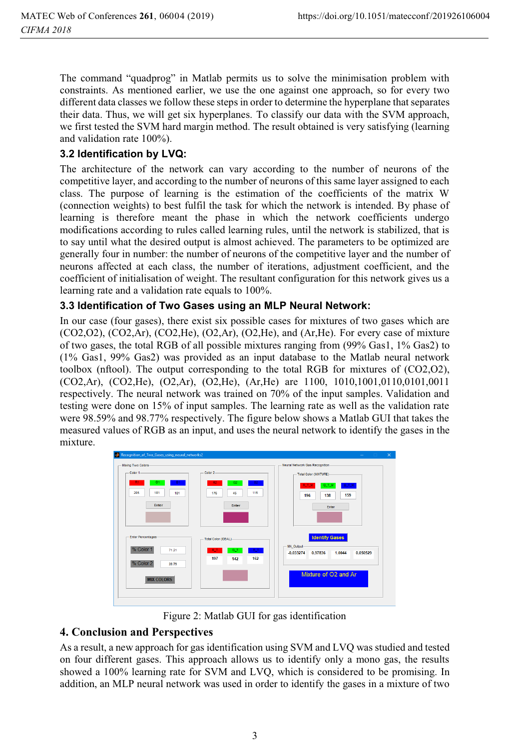The command "quadprog" in Matlab permits us to solve the minimisation problem with constraints. As mentioned earlier, we use the one against one approach, so for every two different data classes we follow these steps in order to determine the hyperplane that separates their data. Thus, we will get six hyperplanes. To classify our data with the SVM approach, we first tested the SVM hard margin method. The result obtained is very satisfying (learning and validation rate 100%).

### 3.2 Identification by LVQ:

The architecture of the network can vary according to the number of neurons of the competitive layer, and according to the number of neurons of this same layer assigned to each class. The purpose of learning is the estimation of the coefficients of the matrix W (connection weights) to best fulfil the task for which the network is intended. By phase of learning is therefore meant the phase in which the network coefficients undergo modifications according to rules called learning rules, until the network is stabilized, that is to say until what the desired output is almost achieved. The parameters to be optimized are generally four in number: the number of neurons of the competitive layer and the number of neurons affected at each class, the number of iterations, adjustment coefficient, and the coefficient of initialisation of weight. The resultant configuration for this network gives us a learning rate and a validation rate equals to 100%.

### 3.3 Identification of Two Gases using an MLP Neural Network:

In our case (four gases), there exist six possible cases for mixtures of two gases which are ($CO_2$,$O_2$), ($CO_2$,Ar), ($CO_2$,He), ($O_2$,Ar), ($O_2$,He), and (Ar,He). For every case of mixture of two gases, the total RGB of all possible mixtures ranging from (99% Gas1, 1% Gas2) to (1% Gas1, 99% Gas2) was provided as an input database to the Matlab neural network toolbox (nftool). The output corresponding to the total RGB for mixtures of ($CO_2$,$O_2$), ($CO_2$,Ar), ($CO_2$,He), ($O_2$,Ar), ($O_2$,He), (Ar,He) are 1100, 1010,1001,0110,0101,0011 respectively. The neural network was trained on 70% of the input samples. Validation and testing were done on 15% of input samples. The learning rate as well as the validation rate were 98.59% and 98.77% respectively. The figure below shows a Matlab GUI that takes the measured values of RGB as an input, and uses the neural network to identify the gases in the mixture.

Figure 2: Matlab GUI for gas identification

## 4. Conclusion and Perspectives

As a result, a new approach for gas identification using SVM and LVQ was studied and tested on four different gases. This approach allows us to identify only a mono gas, the results showed a 100% learning rate for SVM and LVQ, which is considered to be promising. In addition, an MLP neural network was used in order to identify the gases in a mixture of two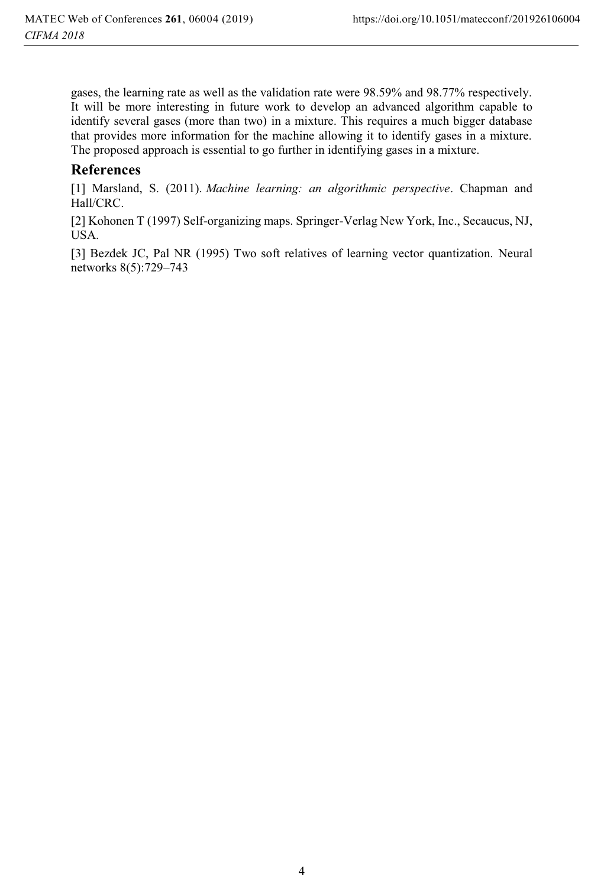gases, the learning rate as well as the validation rate were 98.59% and 98.77% respectively. It will be more interesting in future work to develop an advanced algorithm capable to identify several gases (more than two) in a mixture. This requires a much bigger database that provides more information for the machine allowing it to identify gases in a mixture. The proposed approach is essential to go further in identifying gases in a mixture.

## References

[1] Marsland, S. (2011). *Machine learning: an algorithmic perspective*. Chapman and Hall/CRC.

[2] Kohonen T (1997) Self-organizing maps. Springer-Verlag New York, Inc., Secaucus, NJ, USA.

[3] Bezdek JC, Pal NR (1995) Two soft relatives of learning vector quantization. Neural networks 8(5):729–743